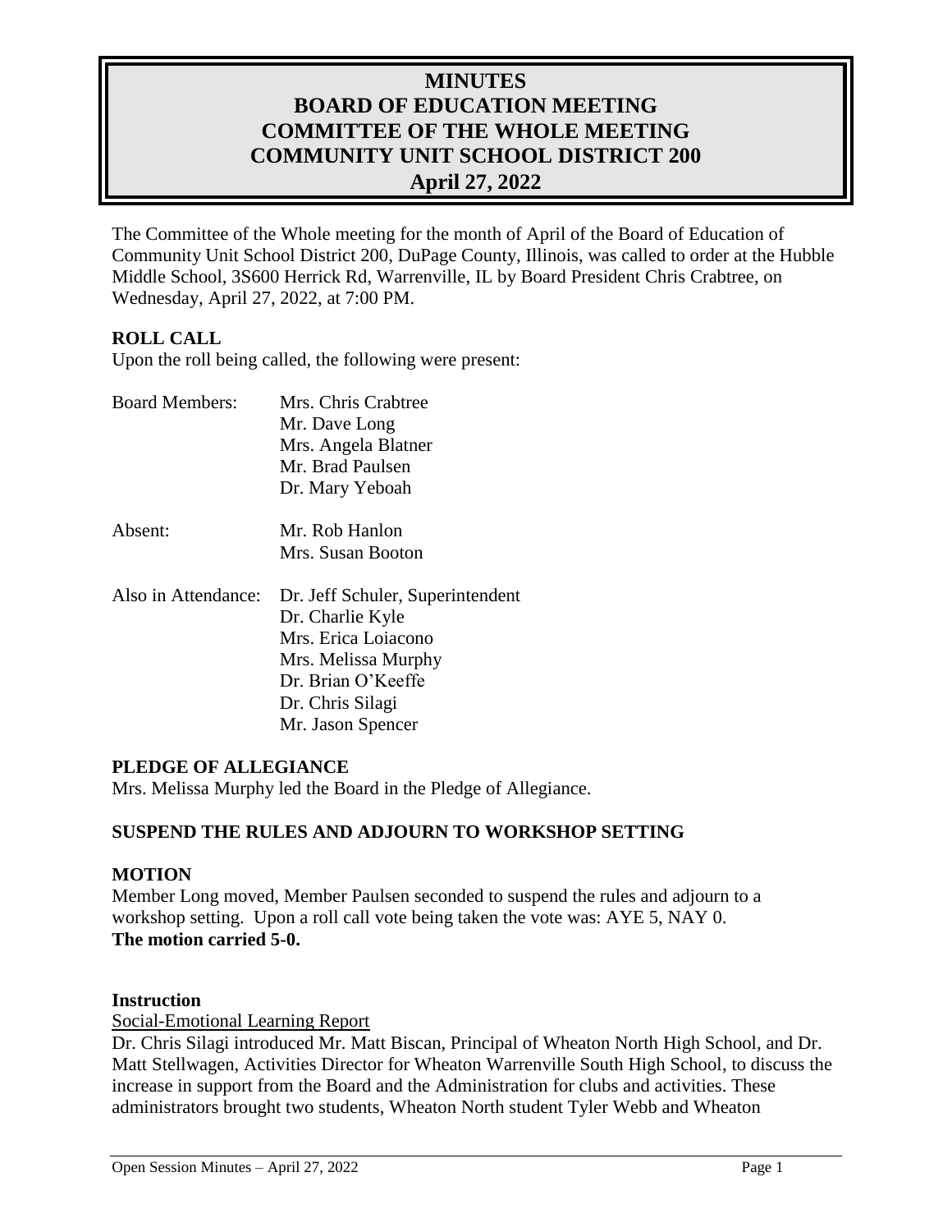# MINUTES
# BOARD OF EDUCATION MEETING
# COMMITTEE OF THE WHOLE MEETING
# COMMUNITY UNIT SCHOOL DISTRICT 200
# April 27, 2022

The Committee of the Whole meeting for the month of April of the Board of Education of Community Unit School District 200, DuPage County, Illinois, was called to order at the Hubble Middle School, 3S600 Herrick Rd, Warrenville, IL by Board President Chris Crabtree, on Wednesday, April 27, 2022, at 7:00 PM.

**ROLL CALL**

Upon the roll being called, the following were present:

| | |
|---|---|
| Board Members: | Mrs. Chris Crabtree |
| | Mr. Dave Long |
| | Mrs. Angela Blatner |
| | Mr. Brad Paulsen |
| | Dr. Mary Yeboah |
| Absent: | Mr. Rob Hanlon |
| | Mrs. Susan Booton |
| Also in Attendance: | Dr. Jeff Schuler, Superintendent |
| | Dr. Charlie Kyle |
| | Mrs. Erica Loiacono |
| | Mrs. Melissa Murphy |
| | Dr. Brian O'Keeffe |
| | Dr. Chris Silagi |
| | Mr. Jason Spencer |

**PLEDGE OF ALLEGIANCE**

Mrs. Melissa Murphy led the Board in the Pledge of Allegiance.

**SUSPEND THE RULES AND ADJOURN TO WORKSHOP SETTING**

**MOTION**

Member Long moved, Member Paulsen seconded to suspend the rules and adjourn to a workshop setting. Upon a roll call vote being taken the vote was: AYE 5, NAY 0.
**The motion carried 5-0.**

**Instruction**

Social-Emotional Learning Report

Dr. Chris Silagi introduced Mr. Matt Biscan, Principal of Wheaton North High School, and Dr. Matt Stellwagen, Activities Director for Wheaton Warrenville South High School, to discuss the increase in support from the Board and the Administration for clubs and activities. These administrators brought two students, Wheaton North student Tyler Webb and Wheaton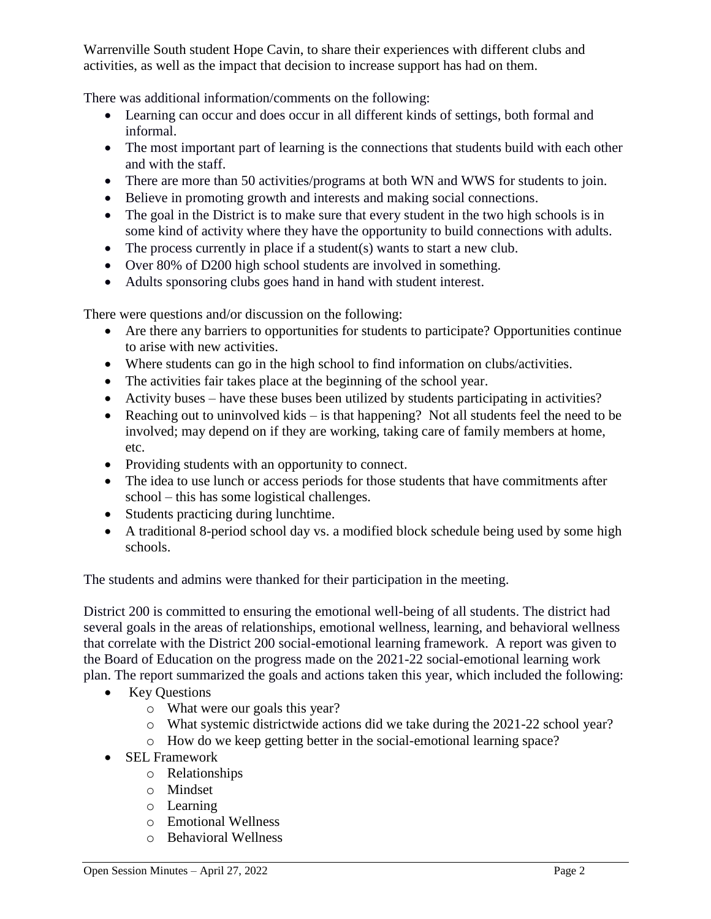Warrenville South student Hope Cavin, to share their experiences with different clubs and activities, as well as the impact that decision to increase support has had on them.

There was additional information/comments on the following:

- Learning can occur and does occur in all different kinds of settings, both formal and informal.
- The most important part of learning is the connections that students build with each other and with the staff.
- There are more than 50 activities/programs at both WN and WWS for students to join.
- Believe in promoting growth and interests and making social connections.
- The goal in the District is to make sure that every student in the two high schools is in some kind of activity where they have the opportunity to build connections with adults.
- The process currently in place if a student(s) wants to start a new club.
- Over 80% of D200 high school students are involved in something.
- Adults sponsoring clubs goes hand in hand with student interest.

There were questions and/or discussion on the following:

- Are there any barriers to opportunities for students to participate? Opportunities continue to arise with new activities.
- Where students can go in the high school to find information on clubs/activities.
- The activities fair takes place at the beginning of the school year.
- Activity buses – have these buses been utilized by students participating in activities?
- Reaching out to uninvolved kids – is that happening? Not all students feel the need to be involved; may depend on if they are working, taking care of family members at home, etc.
- Providing students with an opportunity to connect.
- The idea to use lunch or access periods for those students that have commitments after school – this has some logistical challenges.
- Students practicing during lunchtime.
- A traditional 8-period school day vs. a modified block schedule being used by some high schools.

The students and admins were thanked for their participation in the meeting.

District 200 is committed to ensuring the emotional well-being of all students. The district had several goals in the areas of relationships, emotional wellness, learning, and behavioral wellness that correlate with the District 200 social-emotional learning framework. A report was given to the Board of Education on the progress made on the 2021-22 social-emotional learning work plan. The report summarized the goals and actions taken this year, which included the following:

- Key Questions
  - What were our goals this year?
  - What systemic districtwide actions did we take during the 2021-22 school year?
  - How do we keep getting better in the social-emotional learning space?
- SEL Framework
  - Relationships
  - Mindset
  - Learning
  - Emotional Wellness
  - Behavioral Wellness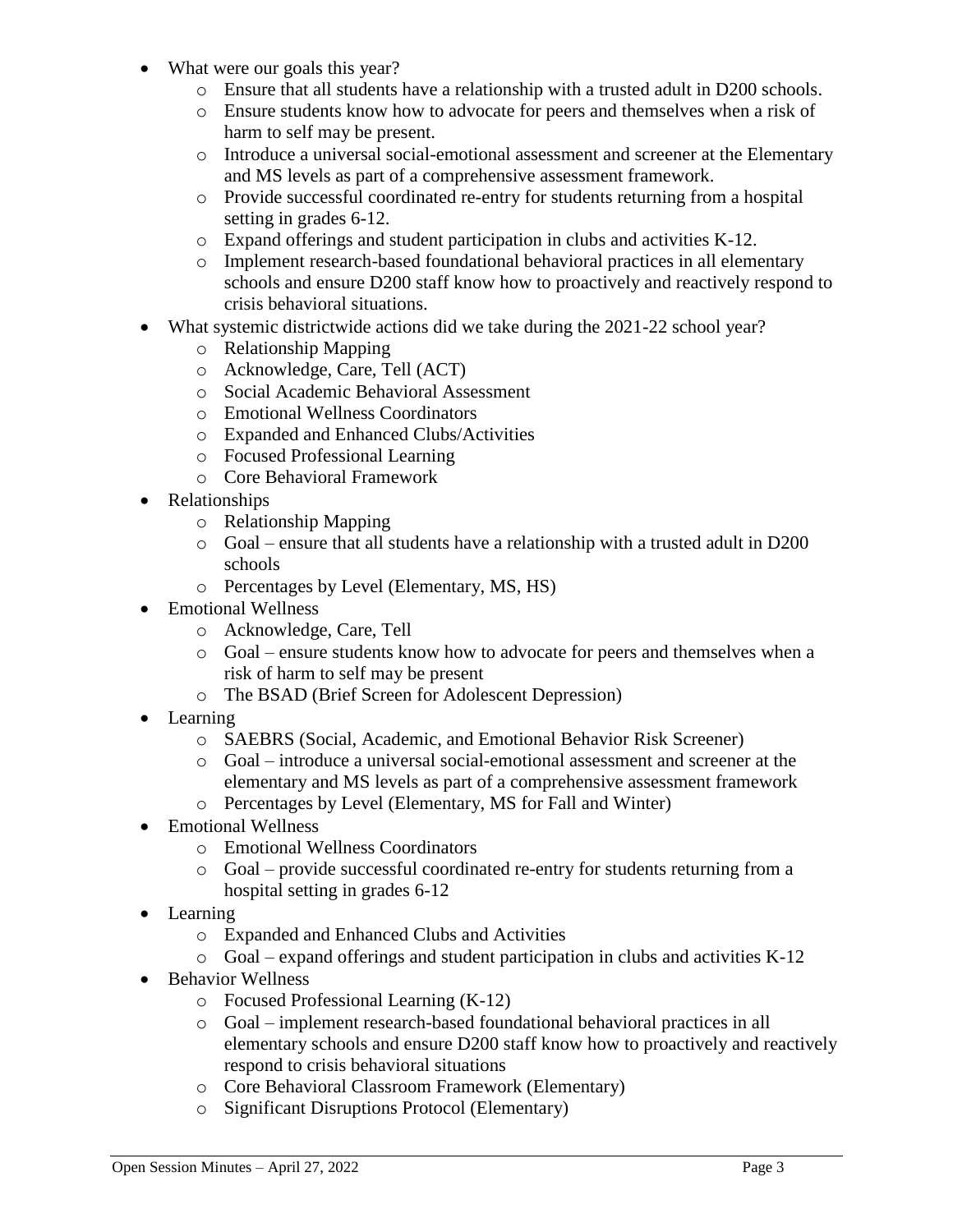- What were our goals this year?
  - Ensure that all students have a relationship with a trusted adult in D200 schools.
  - Ensure students know how to advocate for peers and themselves when a risk of harm to self may be present.
  - Introduce a universal social-emotional assessment and screener at the Elementary and MS levels as part of a comprehensive assessment framework.
  - Provide successful coordinated re-entry for students returning from a hospital setting in grades 6-12.
  - Expand offerings and student participation in clubs and activities K-12.
  - Implement research-based foundational behavioral practices in all elementary schools and ensure D200 staff know how to proactively and reactively respond to crisis behavioral situations.
- What systemic districtwide actions did we take during the 2021-22 school year?
  - Relationship Mapping
  - Acknowledge, Care, Tell (ACT)
  - Social Academic Behavioral Assessment
  - Emotional Wellness Coordinators
  - Expanded and Enhanced Clubs/Activities
  - Focused Professional Learning
  - Core Behavioral Framework
- Relationships
  - Relationship Mapping
  - Goal – ensure that all students have a relationship with a trusted adult in D200 schools
  - Percentages by Level (Elementary, MS, HS)
- Emotional Wellness
  - Acknowledge, Care, Tell
  - Goal – ensure students know how to advocate for peers and themselves when a risk of harm to self may be present
  - The BSAD (Brief Screen for Adolescent Depression)
- Learning
  - SAEBRS (Social, Academic, and Emotional Behavior Risk Screener)
  - Goal – introduce a universal social-emotional assessment and screener at the elementary and MS levels as part of a comprehensive assessment framework
  - Percentages by Level (Elementary, MS for Fall and Winter)
- Emotional Wellness
  - Emotional Wellness Coordinators
  - Goal – provide successful coordinated re-entry for students returning from a hospital setting in grades 6-12
- Learning
  - Expanded and Enhanced Clubs and Activities
  - Goal – expand offerings and student participation in clubs and activities K-12
- Behavior Wellness
  - Focused Professional Learning (K-12)
  - Goal – implement research-based foundational behavioral practices in all elementary schools and ensure D200 staff know how to proactively and reactively respond to crisis behavioral situations
  - Core Behavioral Classroom Framework (Elementary)
  - Significant Disruptions Protocol (Elementary)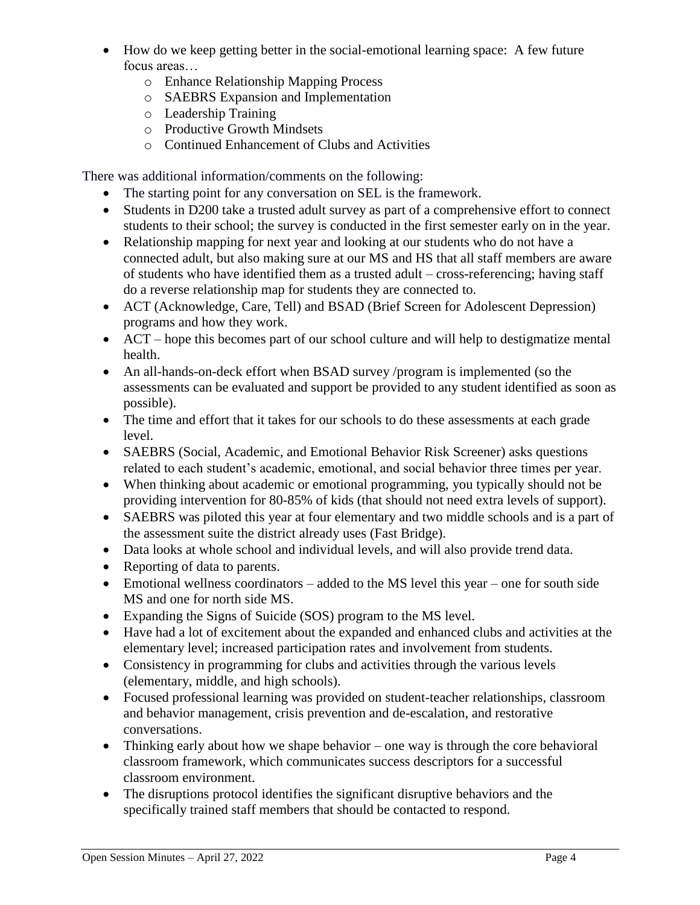- How do we keep getting better in the social-emotional learning space: A few future focus areas…
    - Enhance Relationship Mapping Process
    - SAEBRS Expansion and Implementation
    - Leadership Training
    - Productive Growth Mindsets
    - Continued Enhancement of Clubs and Activities

There was additional information/comments on the following:

- The starting point for any conversation on SEL is the framework.
- Students in D200 take a trusted adult survey as part of a comprehensive effort to connect students to their school; the survey is conducted in the first semester early on in the year.
- Relationship mapping for next year and looking at our students who do not have a connected adult, but also making sure at our MS and HS that all staff members are aware of students who have identified them as a trusted adult – cross-referencing; having staff do a reverse relationship map for students they are connected to.
- ACT (Acknowledge, Care, Tell) and BSAD (Brief Screen for Adolescent Depression) programs and how they work.
- ACT – hope this becomes part of our school culture and will help to destigmatize mental health.
- An all-hands-on-deck effort when BSAD survey /program is implemented (so the assessments can be evaluated and support be provided to any student identified as soon as possible).
- The time and effort that it takes for our schools to do these assessments at each grade level.
- SAEBRS (Social, Academic, and Emotional Behavior Risk Screener) asks questions related to each student's academic, emotional, and social behavior three times per year.
- When thinking about academic or emotional programming, you typically should not be providing intervention for 80-85% of kids (that should not need extra levels of support).
- SAEBRS was piloted this year at four elementary and two middle schools and is a part of the assessment suite the district already uses (Fast Bridge).
- Data looks at whole school and individual levels, and will also provide trend data.
- Reporting of data to parents.
- Emotional wellness coordinators – added to the MS level this year – one for south side MS and one for north side MS.
- Expanding the Signs of Suicide (SOS) program to the MS level.
- Have had a lot of excitement about the expanded and enhanced clubs and activities at the elementary level; increased participation rates and involvement from students.
- Consistency in programming for clubs and activities through the various levels (elementary, middle, and high schools).
- Focused professional learning was provided on student-teacher relationships, classroom and behavior management, crisis prevention and de-escalation, and restorative conversations.
- Thinking early about how we shape behavior – one way is through the core behavioral classroom framework, which communicates success descriptors for a successful classroom environment.
- The disruptions protocol identifies the significant disruptive behaviors and the specifically trained staff members that should be contacted to respond.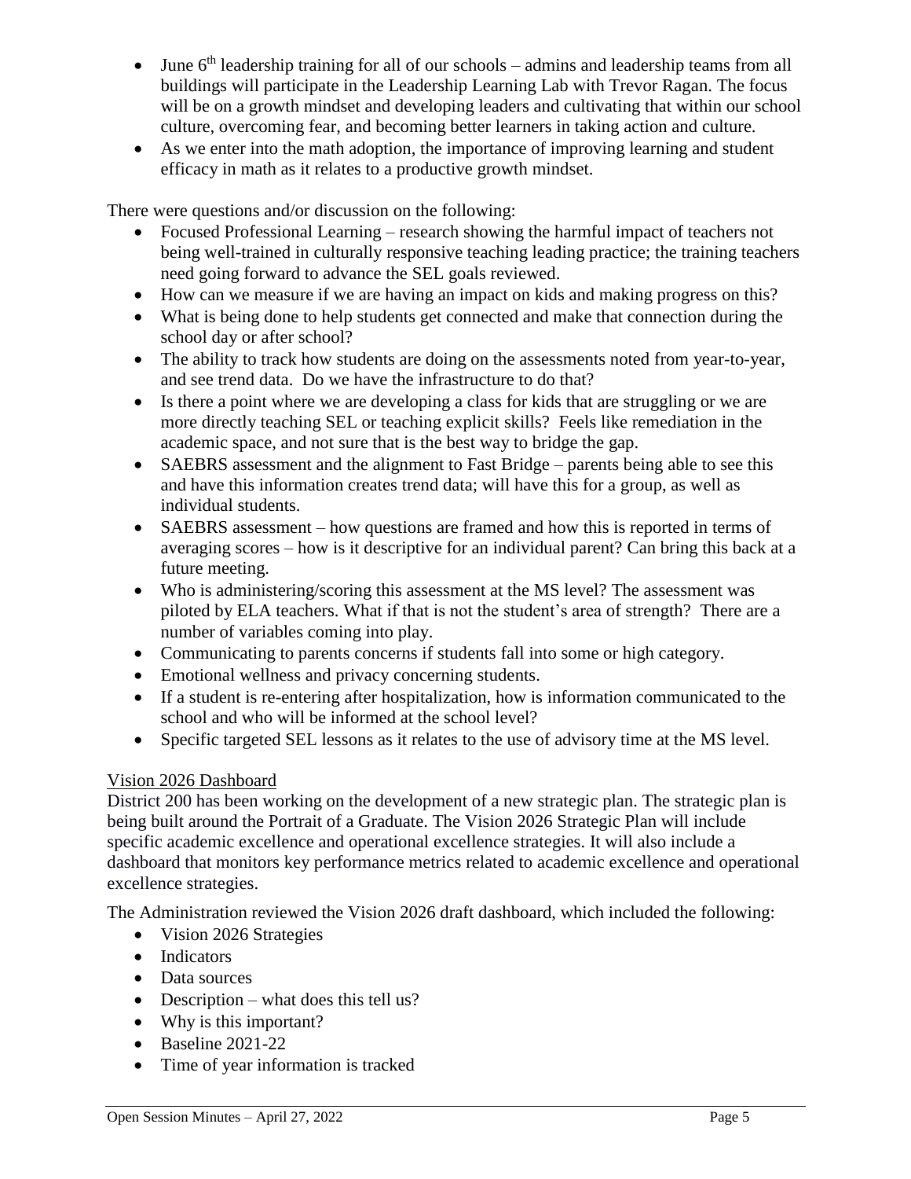- June 6th leadership training for all of our schools – admins and leadership teams from all buildings will participate in the Leadership Learning Lab with Trevor Ragan. The focus will be on a growth mindset and developing leaders and cultivating that within our school culture, overcoming fear, and becoming better learners in taking action and culture.
- As we enter into the math adoption, the importance of improving learning and student efficacy in math as it relates to a productive growth mindset.

There were questions and/or discussion on the following:

- Focused Professional Learning – research showing the harmful impact of teachers not being well-trained in culturally responsive teaching leading practice; the training teachers need going forward to advance the SEL goals reviewed.
- How can we measure if we are having an impact on kids and making progress on this?
- What is being done to help students get connected and make that connection during the school day or after school?
- The ability to track how students are doing on the assessments noted from year-to-year, and see trend data. Do we have the infrastructure to do that?
- Is there a point where we are developing a class for kids that are struggling or we are more directly teaching SEL or teaching explicit skills? Feels like remediation in the academic space, and not sure that is the best way to bridge the gap.
- SAEBRS assessment and the alignment to Fast Bridge – parents being able to see this and have this information creates trend data; will have this for a group, as well as individual students.
- SAEBRS assessment – how questions are framed and how this is reported in terms of averaging scores – how is it descriptive for an individual parent? Can bring this back at a future meeting.
- Who is administering/scoring this assessment at the MS level? The assessment was piloted by ELA teachers. What if that is not the student's area of strength? There are a number of variables coming into play.
- Communicating to parents concerns if students fall into some or high category.
- Emotional wellness and privacy concerning students.
- If a student is re-entering after hospitalization, how is information communicated to the school and who will be informed at the school level?
- Specific targeted SEL lessons as it relates to the use of advisory time at the MS level.

<u>Vision 2026 Dashboard</u>

District 200 has been working on the development of a new strategic plan. The strategic plan is being built around the Portrait of a Graduate. The Vision 2026 Strategic Plan will include specific academic excellence and operational excellence strategies. It will also include a dashboard that monitors key performance metrics related to academic excellence and operational excellence strategies.

The Administration reviewed the Vision 2026 draft dashboard, which included the following:

- Vision 2026 Strategies
- Indicators
- Data sources
- Description – what does this tell us?
- Why is this important?
- Baseline 2021-22
- Time of year information is tracked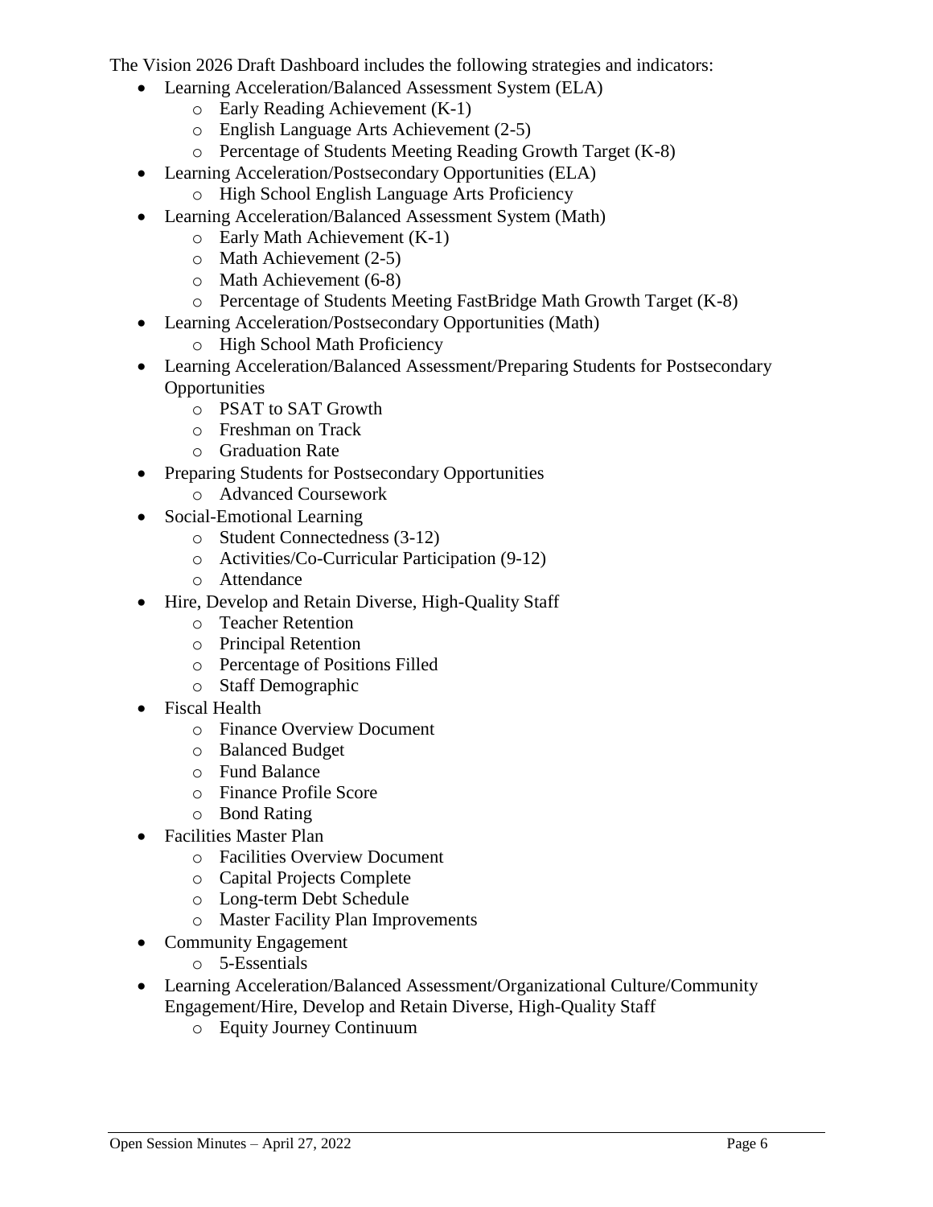The Vision 2026 Draft Dashboard includes the following strategies and indicators:

- Learning Acceleration/Balanced Assessment System (ELA)
  - Early Reading Achievement (K-1)
  - English Language Arts Achievement (2-5)
  - Percentage of Students Meeting Reading Growth Target (K-8)
- Learning Acceleration/Postsecondary Opportunities (ELA)
  - High School English Language Arts Proficiency
- Learning Acceleration/Balanced Assessment System (Math)
  - Early Math Achievement (K-1)
  - Math Achievement (2-5)
  - Math Achievement (6-8)
  - Percentage of Students Meeting FastBridge Math Growth Target (K-8)
- Learning Acceleration/Postsecondary Opportunities (Math)
  - High School Math Proficiency
- Learning Acceleration/Balanced Assessment/Preparing Students for Postsecondary Opportunities
  - PSAT to SAT Growth
  - Freshman on Track
  - Graduation Rate
- Preparing Students for Postsecondary Opportunities
  - Advanced Coursework
- Social-Emotional Learning
  - Student Connectedness (3-12)
  - Activities/Co-Curricular Participation (9-12)
  - Attendance
- Hire, Develop and Retain Diverse, High-Quality Staff
  - Teacher Retention
  - Principal Retention
  - Percentage of Positions Filled
  - Staff Demographic
- Fiscal Health
  - Finance Overview Document
  - Balanced Budget
  - Fund Balance
  - Finance Profile Score
  - Bond Rating
- Facilities Master Plan
  - Facilities Overview Document
  - Capital Projects Complete
  - Long-term Debt Schedule
  - Master Facility Plan Improvements
- Community Engagement
  - 5-Essentials
- Learning Acceleration/Balanced Assessment/Organizational Culture/Community Engagement/Hire, Develop and Retain Diverse, High-Quality Staff
  - Equity Journey Continuum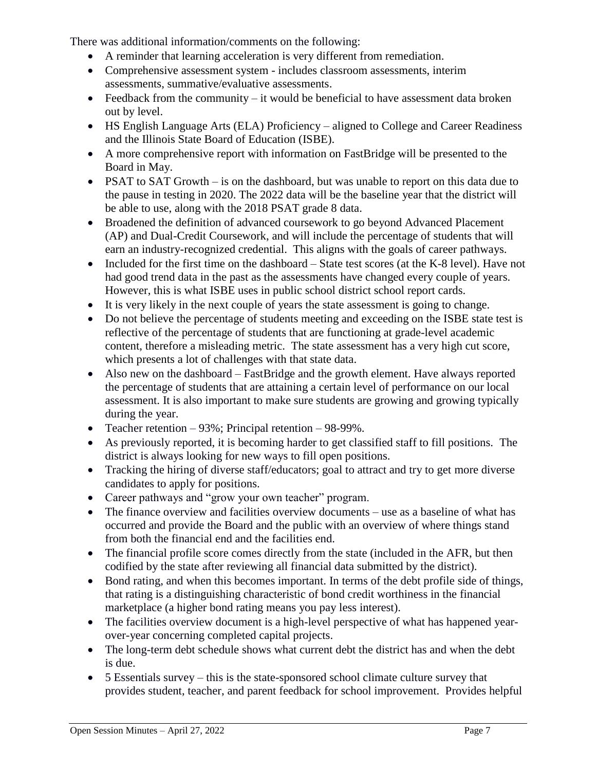There was additional information/comments on the following:

- A reminder that learning acceleration is very different from remediation.
- Comprehensive assessment system - includes classroom assessments, interim assessments, summative/evaluative assessments.
- Feedback from the community – it would be beneficial to have assessment data broken out by level.
- HS English Language Arts (ELA) Proficiency – aligned to College and Career Readiness and the Illinois State Board of Education (ISBE).
- A more comprehensive report with information on FastBridge will be presented to the Board in May.
- PSAT to SAT Growth – is on the dashboard, but was unable to report on this data due to the pause in testing in 2020. The 2022 data will be the baseline year that the district will be able to use, along with the 2018 PSAT grade 8 data.
- Broadened the definition of advanced coursework to go beyond Advanced Placement (AP) and Dual-Credit Coursework, and will include the percentage of students that will earn an industry-recognized credential. This aligns with the goals of career pathways.
- Included for the first time on the dashboard – State test scores (at the K-8 level). Have not had good trend data in the past as the assessments have changed every couple of years. However, this is what ISBE uses in public school district school report cards.
- It is very likely in the next couple of years the state assessment is going to change.
- Do not believe the percentage of students meeting and exceeding on the ISBE state test is reflective of the percentage of students that are functioning at grade-level academic content, therefore a misleading metric. The state assessment has a very high cut score, which presents a lot of challenges with that state data.
- Also new on the dashboard – FastBridge and the growth element. Have always reported the percentage of students that are attaining a certain level of performance on our local assessment. It is also important to make sure students are growing and growing typically during the year.
- Teacher retention – 93%; Principal retention – 98-99%.
- As previously reported, it is becoming harder to get classified staff to fill positions. The district is always looking for new ways to fill open positions.
- Tracking the hiring of diverse staff/educators; goal to attract and try to get more diverse candidates to apply for positions.
- Career pathways and "grow your own teacher" program.
- The finance overview and facilities overview documents – use as a baseline of what has occurred and provide the Board and the public with an overview of where things stand from both the financial end and the facilities end.
- The financial profile score comes directly from the state (included in the AFR, but then codified by the state after reviewing all financial data submitted by the district).
- Bond rating, and when this becomes important. In terms of the debt profile side of things, that rating is a distinguishing characteristic of bond credit worthiness in the financial marketplace (a higher bond rating means you pay less interest).
- The facilities overview document is a high-level perspective of what has happened year-over-year concerning completed capital projects.
- The long-term debt schedule shows what current debt the district has and when the debt is due.
- 5 Essentials survey – this is the state-sponsored school climate culture survey that provides student, teacher, and parent feedback for school improvement. Provides helpful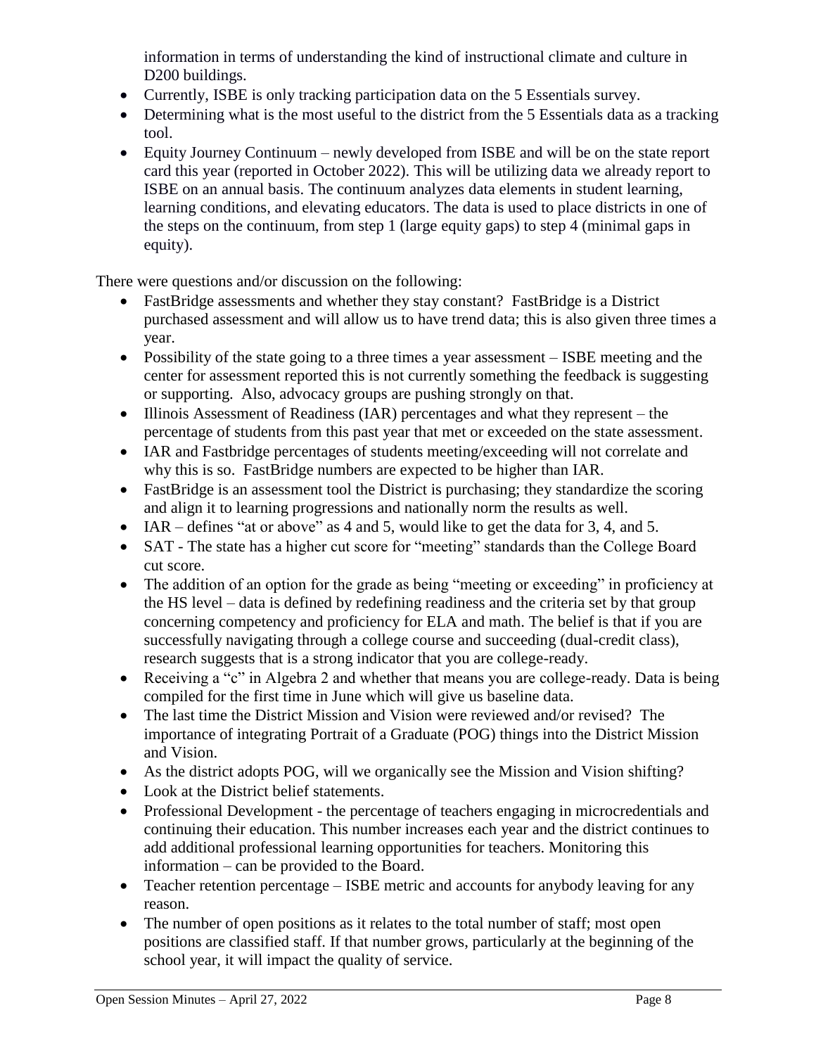information in terms of understanding the kind of instructional climate and culture in D200 buildings.

- Currently, ISBE is only tracking participation data on the 5 Essentials survey.
- Determining what is the most useful to the district from the 5 Essentials data as a tracking tool.
- Equity Journey Continuum – newly developed from ISBE and will be on the state report card this year (reported in October 2022). This will be utilizing data we already report to ISBE on an annual basis. The continuum analyzes data elements in student learning, learning conditions, and elevating educators. The data is used to place districts in one of the steps on the continuum, from step 1 (large equity gaps) to step 4 (minimal gaps in equity).

There were questions and/or discussion on the following:

- FastBridge assessments and whether they stay constant? FastBridge is a District purchased assessment and will allow us to have trend data; this is also given three times a year.
- Possibility of the state going to a three times a year assessment – ISBE meeting and the center for assessment reported this is not currently something the feedback is suggesting or supporting. Also, advocacy groups are pushing strongly on that.
- Illinois Assessment of Readiness (IAR) percentages and what they represent – the percentage of students from this past year that met or exceeded on the state assessment.
- IAR and Fastbridge percentages of students meeting/exceeding will not correlate and why this is so. FastBridge numbers are expected to be higher than IAR.
- FastBridge is an assessment tool the District is purchasing; they standardize the scoring and align it to learning progressions and nationally norm the results as well.
- IAR – defines "at or above" as 4 and 5, would like to get the data for 3, 4, and 5.
- SAT - The state has a higher cut score for "meeting" standards than the College Board cut score.
- The addition of an option for the grade as being "meeting or exceeding" in proficiency at the HS level – data is defined by redefining readiness and the criteria set by that group concerning competency and proficiency for ELA and math. The belief is that if you are successfully navigating through a college course and succeeding (dual-credit class), research suggests that is a strong indicator that you are college-ready.
- Receiving a "c" in Algebra 2 and whether that means you are college-ready. Data is being compiled for the first time in June which will give us baseline data.
- The last time the District Mission and Vision were reviewed and/or revised? The importance of integrating Portrait of a Graduate (POG) things into the District Mission and Vision.
- As the district adopts POG, will we organically see the Mission and Vision shifting?
- Look at the District belief statements.
- Professional Development - the percentage of teachers engaging in microcredentials and continuing their education. This number increases each year and the district continues to add additional professional learning opportunities for teachers. Monitoring this information – can be provided to the Board.
- Teacher retention percentage – ISBE metric and accounts for anybody leaving for any reason.
- The number of open positions as it relates to the total number of staff; most open positions are classified staff. If that number grows, particularly at the beginning of the school year, it will impact the quality of service.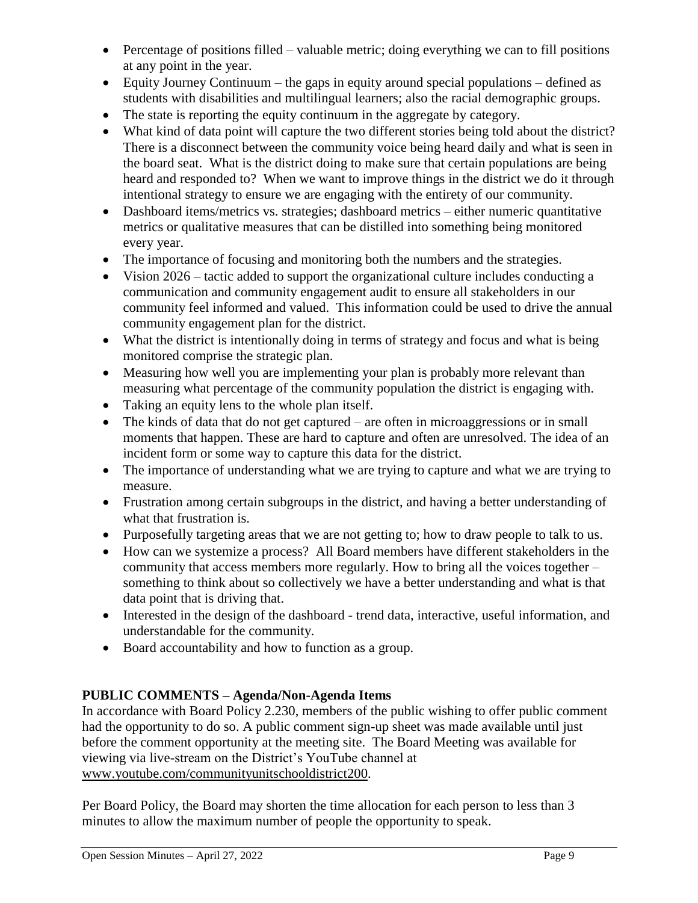- Percentage of positions filled – valuable metric; doing everything we can to fill positions at any point in the year.
- Equity Journey Continuum – the gaps in equity around special populations – defined as students with disabilities and multilingual learners; also the racial demographic groups.
- The state is reporting the equity continuum in the aggregate by category.
- What kind of data point will capture the two different stories being told about the district? There is a disconnect between the community voice being heard daily and what is seen in the board seat. What is the district doing to make sure that certain populations are being heard and responded to? When we want to improve things in the district we do it through intentional strategy to ensure we are engaging with the entirety of our community.
- Dashboard items/metrics vs. strategies; dashboard metrics – either numeric quantitative metrics or qualitative measures that can be distilled into something being monitored every year.
- The importance of focusing and monitoring both the numbers and the strategies.
- Vision 2026 – tactic added to support the organizational culture includes conducting a communication and community engagement audit to ensure all stakeholders in our community feel informed and valued. This information could be used to drive the annual community engagement plan for the district.
- What the district is intentionally doing in terms of strategy and focus and what is being monitored comprise the strategic plan.
- Measuring how well you are implementing your plan is probably more relevant than measuring what percentage of the community population the district is engaging with.
- Taking an equity lens to the whole plan itself.
- The kinds of data that do not get captured – are often in microaggressions or in small moments that happen. These are hard to capture and often are unresolved. The idea of an incident form or some way to capture this data for the district.
- The importance of understanding what we are trying to capture and what we are trying to measure.
- Frustration among certain subgroups in the district, and having a better understanding of what that frustration is.
- Purposefully targeting areas that we are not getting to; how to draw people to talk to us.
- How can we systemize a process? All Board members have different stakeholders in the community that access members more regularly. How to bring all the voices together – something to think about so collectively we have a better understanding and what is that data point that is driving that.
- Interested in the design of the dashboard - trend data, interactive, useful information, and understandable for the community.
- Board accountability and how to function as a group.

**PUBLIC COMMENTS – Agenda/Non-Agenda Items**

In accordance with Board Policy 2.230, members of the public wishing to offer public comment had the opportunity to do so. A public comment sign-up sheet was made available until just before the comment opportunity at the meeting site. The Board Meeting was available for viewing via live-stream on the District's YouTube channel at www.youtube.com/communityunitschooldistrict200.

Per Board Policy, the Board may shorten the time allocation for each person to less than 3 minutes to allow the maximum number of people the opportunity to speak.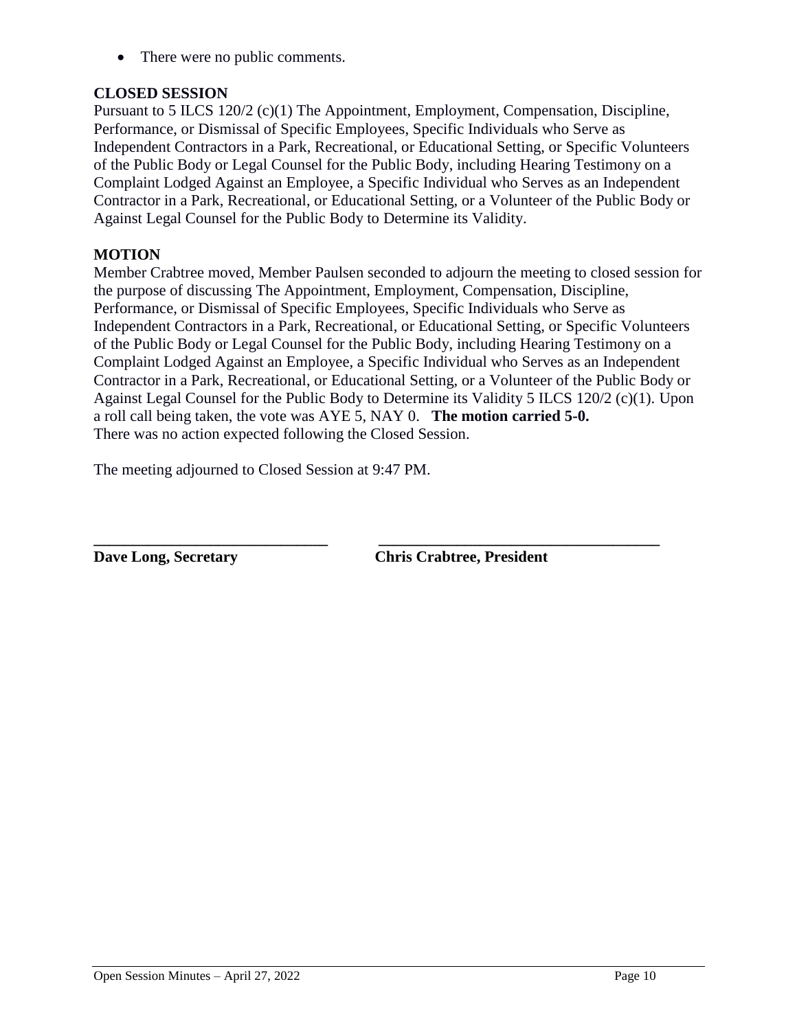- There were no public comments.

**CLOSED SESSION**

Pursuant to 5 ILCS 120/2 (c)(1) The Appointment, Employment, Compensation, Discipline, Performance, or Dismissal of Specific Employees, Specific Individuals who Serve as Independent Contractors in a Park, Recreational, or Educational Setting, or Specific Volunteers of the Public Body or Legal Counsel for the Public Body, including Hearing Testimony on a Complaint Lodged Against an Employee, a Specific Individual who Serves as an Independent Contractor in a Park, Recreational, or Educational Setting, or a Volunteer of the Public Body or Against Legal Counsel for the Public Body to Determine its Validity.

**MOTION**

Member Crabtree moved, Member Paulsen seconded to adjourn the meeting to closed session for the purpose of discussing The Appointment, Employment, Compensation, Discipline, Performance, or Dismissal of Specific Employees, Specific Individuals who Serve as Independent Contractors in a Park, Recreational, or Educational Setting, or Specific Volunteers of the Public Body or Legal Counsel for the Public Body, including Hearing Testimony on a Complaint Lodged Against an Employee, a Specific Individual who Serves as an Independent Contractor in a Park, Recreational, or Educational Setting, or a Volunteer of the Public Body or Against Legal Counsel for the Public Body to Determine its Validity 5 ILCS 120/2 (c)(1). Upon a roll call being taken, the vote was AYE 5, NAY 0. **The motion carried 5-0.**
There was no action expected following the Closed Session.

The meeting adjourned to Closed Session at 9:47 PM.

______________________________ ____________________________________

**Dave Long, Secretary** **Chris Crabtree, President**